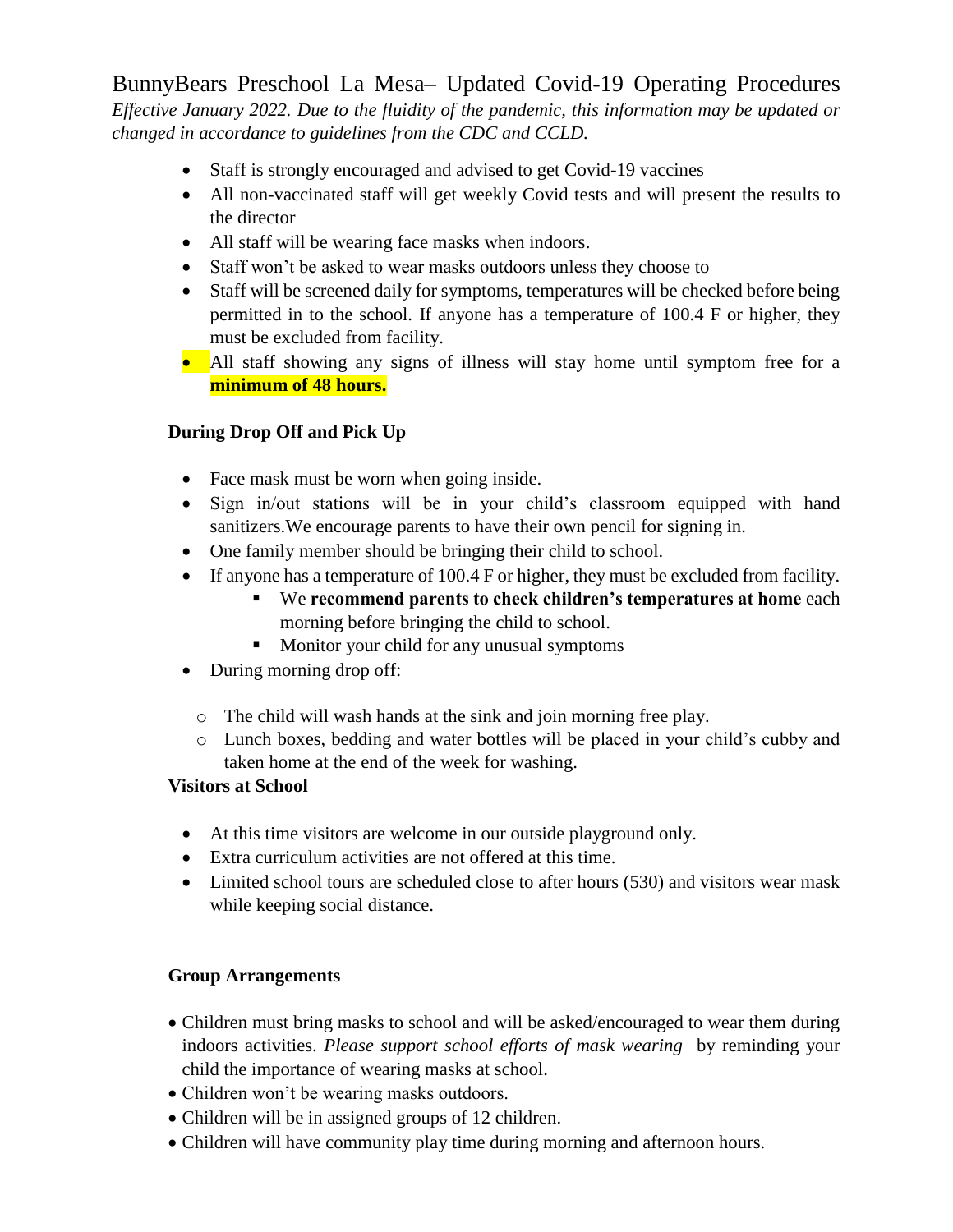# BunnyBears Preschool La Mesa– Updated Covid-19 Operating Procedures

*Effective January 2022. Due to the fluidity of the pandemic, this information may be updated or changed in accordance to guidelines from the CDC and CCLD.*

- Staff is strongly encouraged and advised to get Covid-19 vaccines
- All non-vaccinated staff will get weekly Covid tests and will present the results to the director
- All staff will be wearing face masks when indoors.
- Staff won't be asked to wear masks outdoors unless they choose to
- Staff will be screened daily for symptoms, temperatures will be checked before being permitted in to the school. If anyone has a temperature of 100.4 F or higher, they must be excluded from facility.
- All staff showing any signs of illness will stay home until symptom free for a **minimum of 48 hours.**

**During Drop Off and Pick Up**

- Face mask must be worn when going inside.
- Sign in/out stations will be in your child's classroom equipped with hand sanitizers.We encourage parents to have their own pencil for signing in.
- One family member should be bringing their child to school.
- If anyone has a temperature of 100.4 F or higher, they must be excluded from facility.
  - We **recommend parents to check children's temperatures at home** each morning before bringing the child to school.
  - Monitor your child for any unusual symptoms
- During morning drop off:
  - The child will wash hands at the sink and join morning free play.
  - Lunch boxes, bedding and water bottles will be placed in your child's cubby and taken home at the end of the week for washing.

**Visitors at School**

- At this time visitors are welcome in our outside playground only.
- Extra curriculum activities are not offered at this time.
- Limited school tours are scheduled close to after hours (530) and visitors wear mask while keeping social distance.

**Group Arrangements**

- Children must bring masks to school and will be asked/encouraged to wear them during indoors activities. *Please support school efforts of mask wearing* by reminding your child the importance of wearing masks at school.
- Children won't be wearing masks outdoors.
- Children will be in assigned groups of 12 children.
- Children will have community play time during morning and afternoon hours.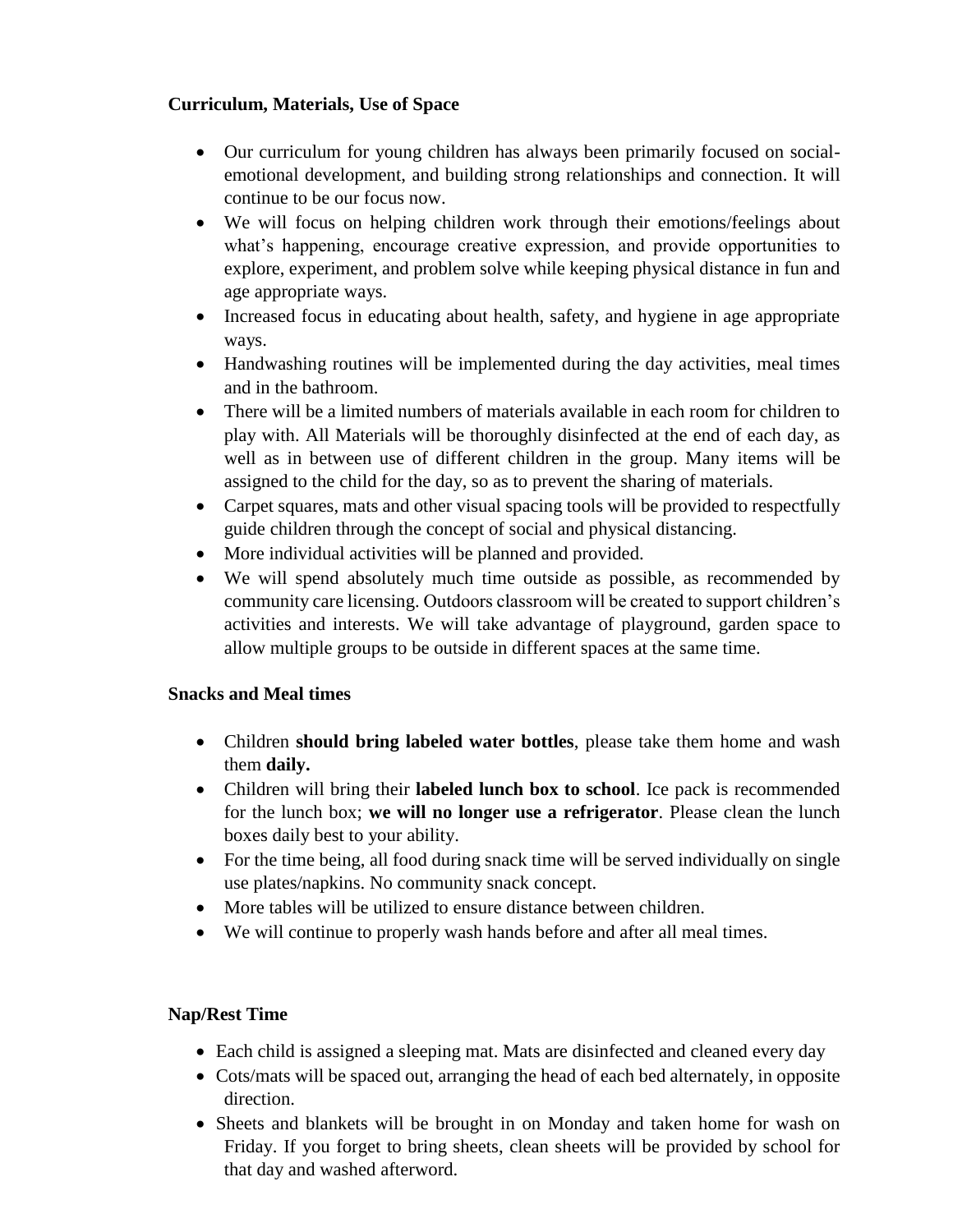**Curriculum, Materials, Use of Space**

- Our curriculum for young children has always been primarily focused on social-emotional development, and building strong relationships and connection. It will continue to be our focus now.
- We will focus on helping children work through their emotions/feelings about what's happening, encourage creative expression, and provide opportunities to explore, experiment, and problem solve while keeping physical distance in fun and age appropriate ways.
- Increased focus in educating about health, safety, and hygiene in age appropriate ways.
- Handwashing routines will be implemented during the day activities, meal times and in the bathroom.
- There will be a limited numbers of materials available in each room for children to play with. All Materials will be thoroughly disinfected at the end of each day, as well as in between use of different children in the group. Many items will be assigned to the child for the day, so as to prevent the sharing of materials.
- Carpet squares, mats and other visual spacing tools will be provided to respectfully guide children through the concept of social and physical distancing.
- More individual activities will be planned and provided.
- We will spend absolutely much time outside as possible, as recommended by community care licensing. Outdoors classroom will be created to support children's activities and interests. We will take advantage of playground, garden space to allow multiple groups to be outside in different spaces at the same time.

**Snacks and Meal times**

- Children **should bring labeled water bottles**, please take them home and wash them **daily.**
- Children will bring their **labeled lunch box to school**. Ice pack is recommended for the lunch box; **we will no longer use a refrigerator**. Please clean the lunch boxes daily best to your ability.
- For the time being, all food during snack time will be served individually on single use plates/napkins. No community snack concept.
- More tables will be utilized to ensure distance between children.
- We will continue to properly wash hands before and after all meal times.

**Nap/Rest Time**

- Each child is assigned a sleeping mat. Mats are disinfected and cleaned every day
- Cots/mats will be spaced out, arranging the head of each bed alternately, in opposite direction.
- Sheets and blankets will be brought in on Monday and taken home for wash on Friday. If you forget to bring sheets, clean sheets will be provided by school for that day and washed afterword.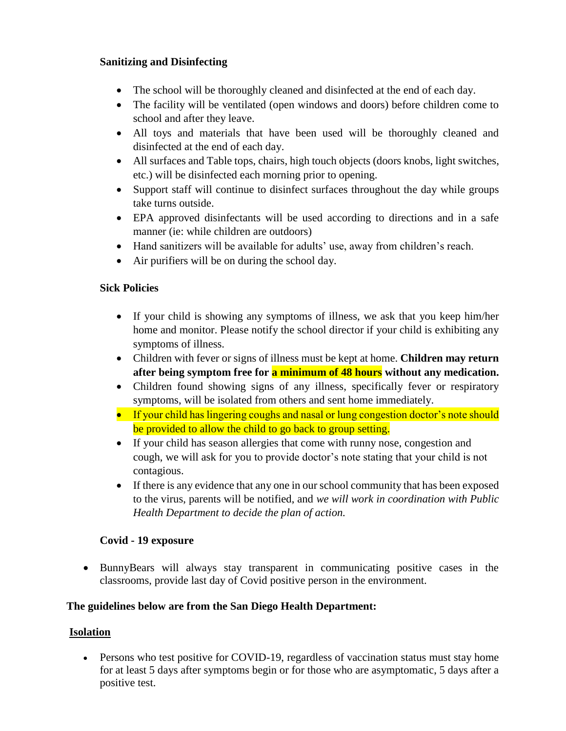**Sanitizing and Disinfecting**

- The school will be thoroughly cleaned and disinfected at the end of each day.
- The facility will be ventilated (open windows and doors) before children come to school and after they leave.
- All toys and materials that have been used will be thoroughly cleaned and disinfected at the end of each day.
- All surfaces and Table tops, chairs, high touch objects (doors knobs, light switches, etc.) will be disinfected each morning prior to opening.
- Support staff will continue to disinfect surfaces throughout the day while groups take turns outside.
- EPA approved disinfectants will be used according to directions and in a safe manner (ie: while children are outdoors)
- Hand sanitizers will be available for adults' use, away from children's reach.
- Air purifiers will be on during the school day.

**Sick Policies**

- If your child is showing any symptoms of illness, we ask that you keep him/her home and monitor. Please notify the school director if your child is exhibiting any symptoms of illness.
- Children with fever or signs of illness must be kept at home. **Children may return after being symptom free for a minimum of 48 hours without any medication.**
- Children found showing signs of any illness, specifically fever or respiratory symptoms, will be isolated from others and sent home immediately.
- If your child has lingering coughs and nasal or lung congestion doctor's note should be provided to allow the child to go back to group setting.
- If your child has season allergies that come with runny nose, congestion and cough, we will ask for you to provide doctor's note stating that your child is not contagious.
- If there is any evidence that any one in our school community that has been exposed to the virus, parents will be notified, and *we will work in coordination with Public Health Department to decide the plan of action.*

**Covid - 19 exposure**

- BunnyBears will always stay transparent in communicating positive cases in the classrooms, provide last day of Covid positive person in the environment.

**The guidelines below are from the San Diego Health Department:**

**Isolation**

- Persons who test positive for COVID-19, regardless of vaccination status must stay home for at least 5 days after symptoms begin or for those who are asymptomatic, 5 days after a positive test.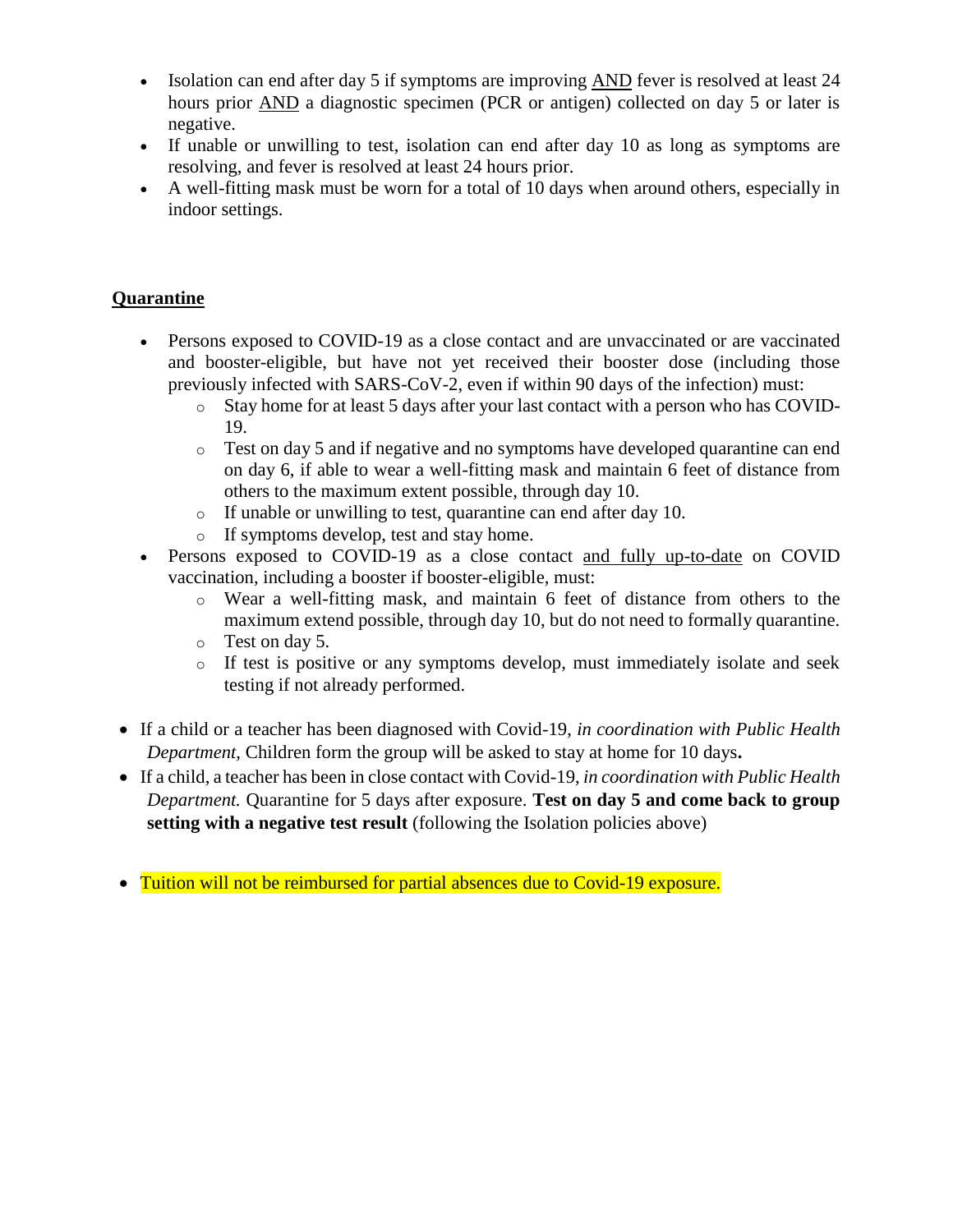- Isolation can end after day 5 if symptoms are improving AND fever is resolved at least 24 hours prior AND a diagnostic specimen (PCR or antigen) collected on day 5 or later is negative.
- If unable or unwilling to test, isolation can end after day 10 as long as symptoms are resolving, and fever is resolved at least 24 hours prior.
- A well-fitting mask must be worn for a total of 10 days when around others, especially in indoor settings.

## Quarantine

- Persons exposed to COVID-19 as a close contact and are unvaccinated or are vaccinated and booster-eligible, but have not yet received their booster dose (including those previously infected with SARS-CoV-2, even if within 90 days of the infection) must:
  - Stay home for at least 5 days after your last contact with a person who has COVID-19.
  - Test on day 5 and if negative and no symptoms have developed quarantine can end on day 6, if able to wear a well-fitting mask and maintain 6 feet of distance from others to the maximum extent possible, through day 10.
  - If unable or unwilling to test, quarantine can end after day 10.
  - If symptoms develop, test and stay home.
- Persons exposed to COVID-19 as a close contact and fully up-to-date on COVID vaccination, including a booster if booster-eligible, must:
  - Wear a well-fitting mask, and maintain 6 feet of distance from others to the maximum extend possible, through day 10, but do not need to formally quarantine.
  - Test on day 5.
  - If test is positive or any symptoms develop, must immediately isolate and seek testing if not already performed.

- If a child or a teacher has been diagnosed with Covid-19, *in coordination with Public Health Department,* Children form the group will be asked to stay at home for 10 days**.**
- If a child, a teacher has been in close contact with Covid-19, *in coordination with Public Health Department.* Quarantine for 5 days after exposure. **Test on day 5 and come back to group setting with a negative test result** (following the Isolation policies above)

- Tuition will not be reimbursed for partial absences due to Covid-19 exposure.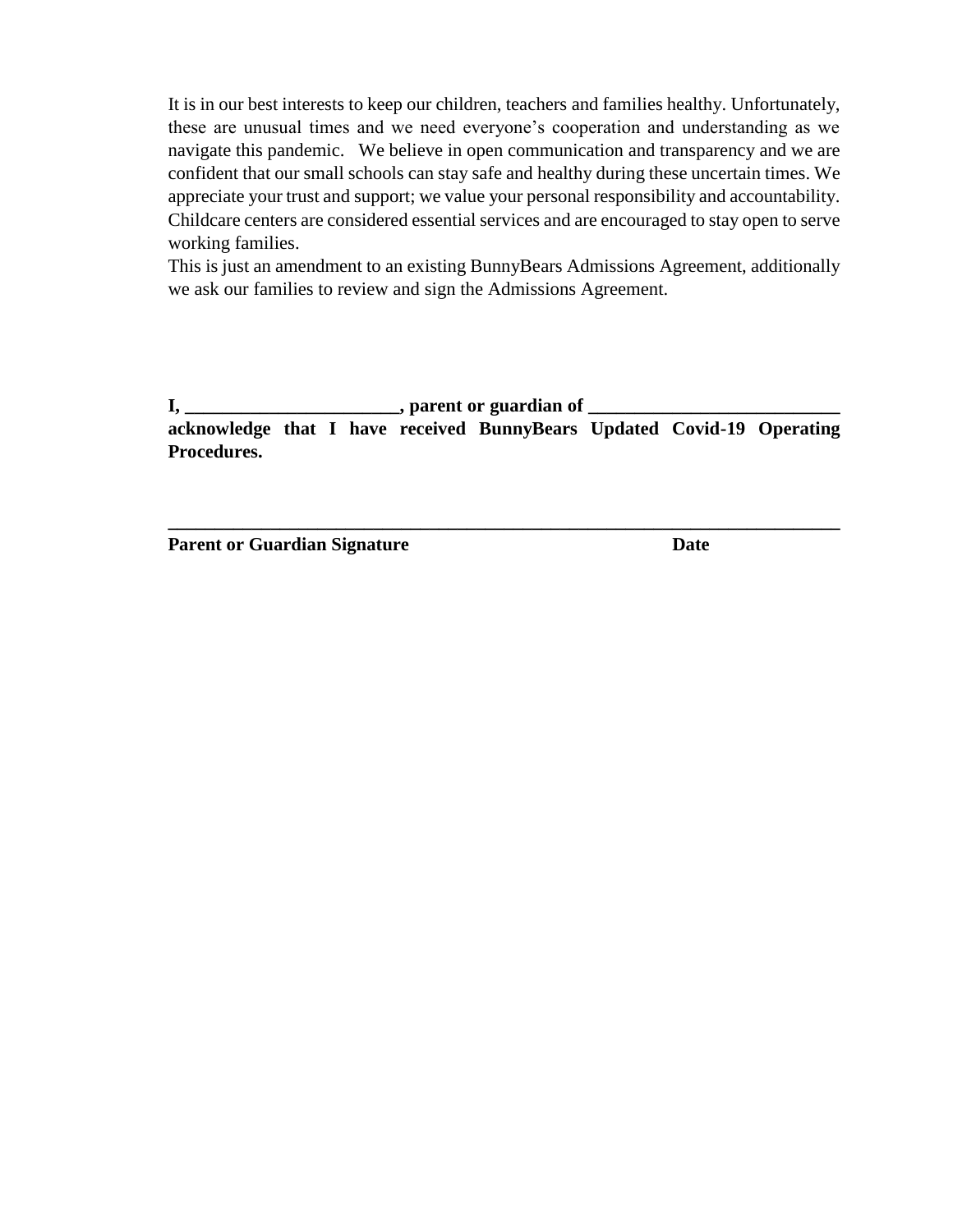It is in our best interests to keep our children, teachers and families healthy. Unfortunately, these are unusual times and we need everyone's cooperation and understanding as we navigate this pandemic. We believe in open communication and transparency and we are confident that our small schools can stay safe and healthy during these uncertain times. We appreciate your trust and support; we value your personal responsibility and accountability. Childcare centers are considered essential services and are encouraged to stay open to serve working families.
This is just an amendment to an existing BunnyBears Admissions Agreement, additionally we ask our families to review and sign the Admissions Agreement.

**I, _______________________, parent or guardian of ___________________________ acknowledge that I have received BunnyBears Updated Covid-19 Operating Procedures.**

**__________________________________________________________________________**

**Parent or Guardian Signature                                                  Date**